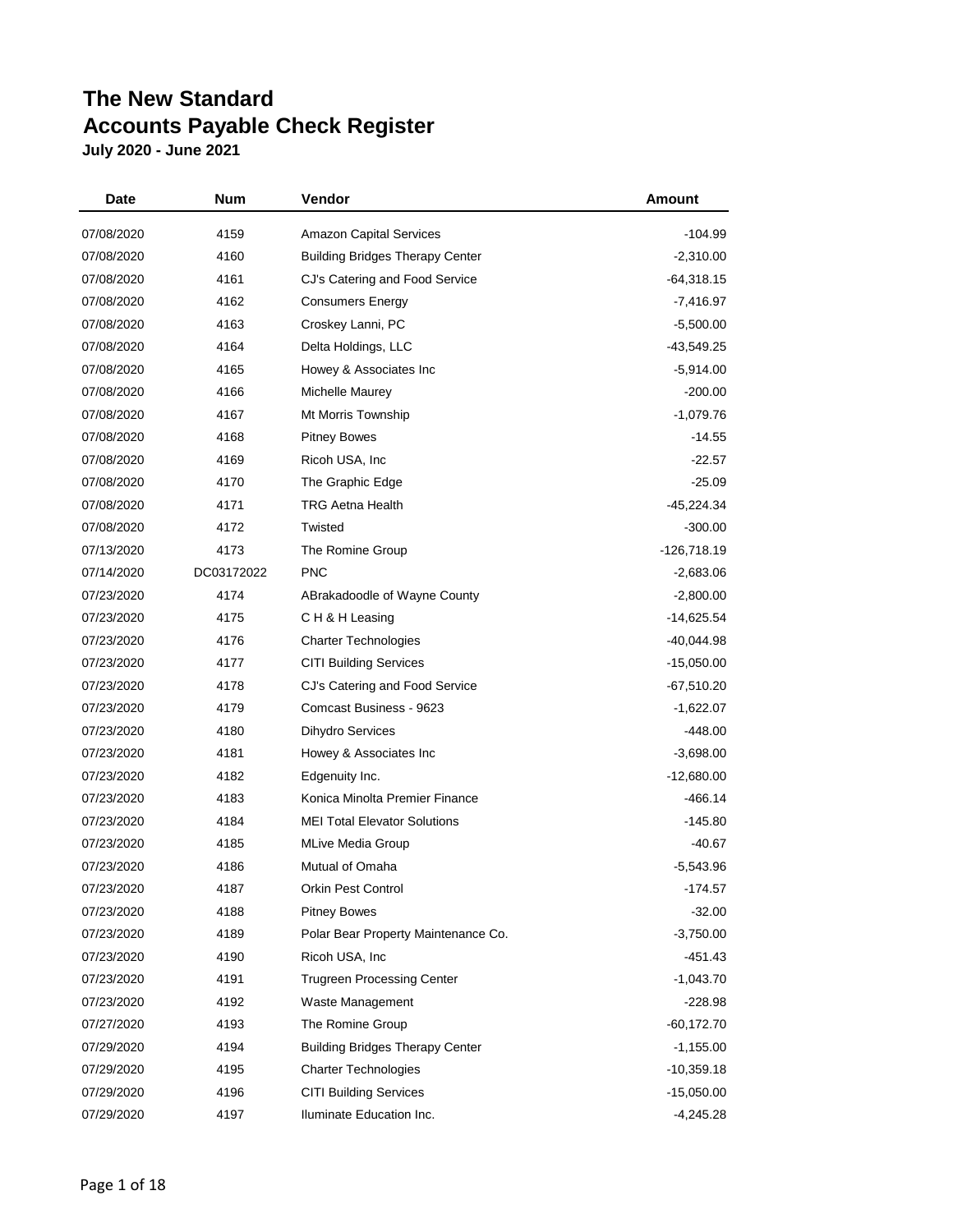# The New Standard

# Accounts Payable Check Register

**July 2020 - June 2021**

| Date | Num | Vendor | Amount |
|---|---|---|---|
| 07/08/2020 | 4159 | Amazon Capital Services | -104.99 |
| 07/08/2020 | 4160 | Building Bridges Therapy Center | -2,310.00 |
| 07/08/2020 | 4161 | CJ's Catering and Food Service | -64,318.15 |
| 07/08/2020 | 4162 | Consumers Energy | -7,416.97 |
| 07/08/2020 | 4163 | Croskey Lanni, PC | -5,500.00 |
| 07/08/2020 | 4164 | Delta Holdings, LLC | -43,549.25 |
| 07/08/2020 | 4165 | Howey & Associates Inc | -5,914.00 |
| 07/08/2020 | 4166 | Michelle Maurey | -200.00 |
| 07/08/2020 | 4167 | Mt Morris Township | -1,079.76 |
| 07/08/2020 | 4168 | Pitney Bowes | -14.55 |
| 07/08/2020 | 4169 | Ricoh USA, Inc | -22.57 |
| 07/08/2020 | 4170 | The Graphic Edge | -25.09 |
| 07/08/2020 | 4171 | TRG Aetna Health | -45,224.34 |
| 07/08/2020 | 4172 | Twisted | -300.00 |
| 07/13/2020 | 4173 | The Romine Group | -126,718.19 |
| 07/14/2020 | DC03172022 | PNC | -2,683.06 |
| 07/23/2020 | 4174 | ABrakadoodle of Wayne County | -2,800.00 |
| 07/23/2020 | 4175 | C H & H Leasing | -14,625.54 |
| 07/23/2020 | 4176 | Charter Technologies | -40,044.98 |
| 07/23/2020 | 4177 | CITI Building Services | -15,050.00 |
| 07/23/2020 | 4178 | CJ's Catering and Food Service | -67,510.20 |
| 07/23/2020 | 4179 | Comcast Business - 9623 | -1,622.07 |
| 07/23/2020 | 4180 | Dihydro Services | -448.00 |
| 07/23/2020 | 4181 | Howey & Associates Inc | -3,698.00 |
| 07/23/2020 | 4182 | Edgenuity Inc. | -12,680.00 |
| 07/23/2020 | 4183 | Konica Minolta Premier Finance | -466.14 |
| 07/23/2020 | 4184 | MEI Total Elevator Solutions | -145.80 |
| 07/23/2020 | 4185 | MLive Media Group | -40.67 |
| 07/23/2020 | 4186 | Mutual of Omaha | -5,543.96 |
| 07/23/2020 | 4187 | Orkin Pest Control | -174.57 |
| 07/23/2020 | 4188 | Pitney Bowes | -32.00 |
| 07/23/2020 | 4189 | Polar Bear Property Maintenance Co. | -3,750.00 |
| 07/23/2020 | 4190 | Ricoh USA, Inc | -451.43 |
| 07/23/2020 | 4191 | Trugreen Processing Center | -1,043.70 |
| 07/23/2020 | 4192 | Waste Management | -228.98 |
| 07/27/2020 | 4193 | The Romine Group | -60,172.70 |
| 07/29/2020 | 4194 | Building Bridges Therapy Center | -1,155.00 |
| 07/29/2020 | 4195 | Charter Technologies | -10,359.18 |
| 07/29/2020 | 4196 | CITI Building Services | -15,050.00 |
| 07/29/2020 | 4197 | Iluminate Education Inc. | -4,245.28 |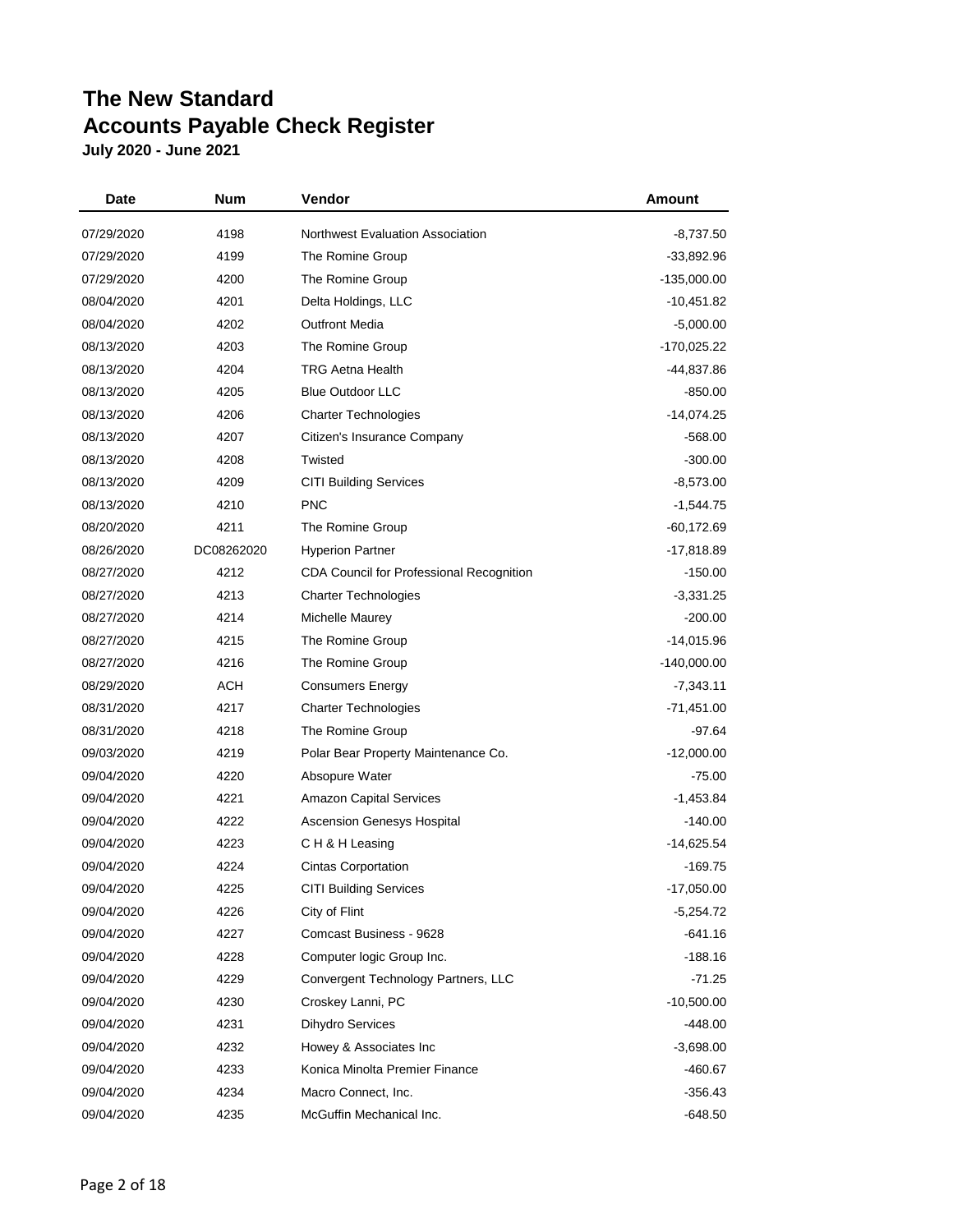# The New Standard
# Accounts Payable Check Register
### July 2020 - June 2021

| Date | Num | Vendor | Amount |
|---|---|---|---|
| 07/29/2020 | 4198 | Northwest Evaluation Association | -8,737.50 |
| 07/29/2020 | 4199 | The Romine Group | -33,892.96 |
| 07/29/2020 | 4200 | The Romine Group | -135,000.00 |
| 08/04/2020 | 4201 | Delta Holdings, LLC | -10,451.82 |
| 08/04/2020 | 4202 | Outfront Media | -5,000.00 |
| 08/13/2020 | 4203 | The Romine Group | -170,025.22 |
| 08/13/2020 | 4204 | TRG Aetna Health | -44,837.86 |
| 08/13/2020 | 4205 | Blue Outdoor LLC | -850.00 |
| 08/13/2020 | 4206 | Charter Technologies | -14,074.25 |
| 08/13/2020 | 4207 | Citizen's Insurance Company | -568.00 |
| 08/13/2020 | 4208 | Twisted | -300.00 |
| 08/13/2020 | 4209 | CITI Building Services | -8,573.00 |
| 08/13/2020 | 4210 | PNC | -1,544.75 |
| 08/20/2020 | 4211 | The Romine Group | -60,172.69 |
| 08/26/2020 | DC08262020 | Hyperion Partner | -17,818.89 |
| 08/27/2020 | 4212 | CDA Council for Professional Recognition | -150.00 |
| 08/27/2020 | 4213 | Charter Technologies | -3,331.25 |
| 08/27/2020 | 4214 | Michelle Maurey | -200.00 |
| 08/27/2020 | 4215 | The Romine Group | -14,015.96 |
| 08/27/2020 | 4216 | The Romine Group | -140,000.00 |
| 08/29/2020 | ACH | Consumers Energy | -7,343.11 |
| 08/31/2020 | 4217 | Charter Technologies | -71,451.00 |
| 08/31/2020 | 4218 | The Romine Group | -97.64 |
| 09/03/2020 | 4219 | Polar Bear Property Maintenance Co. | -12,000.00 |
| 09/04/2020 | 4220 | Absopure Water | -75.00 |
| 09/04/2020 | 4221 | Amazon Capital Services | -1,453.84 |
| 09/04/2020 | 4222 | Ascension Genesys Hospital | -140.00 |
| 09/04/2020 | 4223 | C H & H Leasing | -14,625.54 |
| 09/04/2020 | 4224 | Cintas Corportation | -169.75 |
| 09/04/2020 | 4225 | CITI Building Services | -17,050.00 |
| 09/04/2020 | 4226 | City of Flint | -5,254.72 |
| 09/04/2020 | 4227 | Comcast Business - 9628 | -641.16 |
| 09/04/2020 | 4228 | Computer logic Group Inc. | -188.16 |
| 09/04/2020 | 4229 | Convergent Technology Partners, LLC | -71.25 |
| 09/04/2020 | 4230 | Croskey Lanni, PC | -10,500.00 |
| 09/04/2020 | 4231 | Dihydro Services | -448.00 |
| 09/04/2020 | 4232 | Howey & Associates Inc | -3,698.00 |
| 09/04/2020 | 4233 | Konica Minolta Premier Finance | -460.67 |
| 09/04/2020 | 4234 | Macro Connect, Inc. | -356.43 |
| 09/04/2020 | 4235 | McGuffin Mechanical Inc. | -648.50 |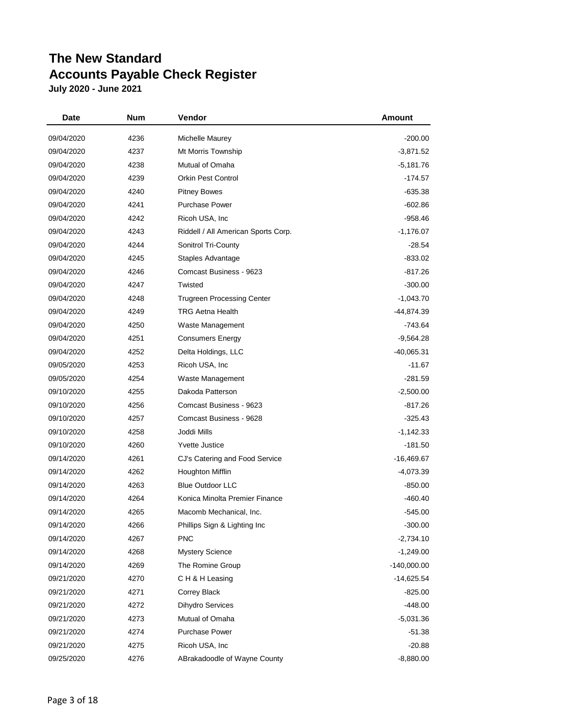# The New Standard
# Accounts Payable Check Register
**July 2020 - June 2021**

| Date | Num | Vendor | Amount |
|---|---|---|---|
| 09/04/2020 | 4236 | Michelle Maurey | -200.00 |
| 09/04/2020 | 4237 | Mt Morris Township | -3,871.52 |
| 09/04/2020 | 4238 | Mutual of Omaha | -5,181.76 |
| 09/04/2020 | 4239 | Orkin Pest Control | -174.57 |
| 09/04/2020 | 4240 | Pitney Bowes | -635.38 |
| 09/04/2020 | 4241 | Purchase Power | -602.86 |
| 09/04/2020 | 4242 | Ricoh USA, Inc | -958.46 |
| 09/04/2020 | 4243 | Riddell / All American Sports Corp. | -1,176.07 |
| 09/04/2020 | 4244 | Sonitrol Tri-County | -28.54 |
| 09/04/2020 | 4245 | Staples Advantage | -833.02 |
| 09/04/2020 | 4246 | Comcast Business - 9623 | -817.26 |
| 09/04/2020 | 4247 | Twisted | -300.00 |
| 09/04/2020 | 4248 | Trugreen Processing Center | -1,043.70 |
| 09/04/2020 | 4249 | TRG Aetna Health | -44,874.39 |
| 09/04/2020 | 4250 | Waste Management | -743.64 |
| 09/04/2020 | 4251 | Consumers Energy | -9,564.28 |
| 09/04/2020 | 4252 | Delta Holdings, LLC | -40,065.31 |
| 09/05/2020 | 4253 | Ricoh USA, Inc | -11.67 |
| 09/05/2020 | 4254 | Waste Management | -281.59 |
| 09/10/2020 | 4255 | Dakoda Patterson | -2,500.00 |
| 09/10/2020 | 4256 | Comcast Business - 9623 | -817.26 |
| 09/10/2020 | 4257 | Comcast Business - 9628 | -325.43 |
| 09/10/2020 | 4258 | Joddi Mills | -1,142.33 |
| 09/10/2020 | 4260 | Yvette Justice | -181.50 |
| 09/14/2020 | 4261 | CJ's Catering and Food Service | -16,469.67 |
| 09/14/2020 | 4262 | Houghton Mifflin | -4,073.39 |
| 09/14/2020 | 4263 | Blue Outdoor LLC | -850.00 |
| 09/14/2020 | 4264 | Konica Minolta Premier Finance | -460.40 |
| 09/14/2020 | 4265 | Macomb Mechanical, Inc. | -545.00 |
| 09/14/2020 | 4266 | Phillips Sign & Lighting Inc | -300.00 |
| 09/14/2020 | 4267 | PNC | -2,734.10 |
| 09/14/2020 | 4268 | Mystery Science | -1,249.00 |
| 09/14/2020 | 4269 | The Romine Group | -140,000.00 |
| 09/21/2020 | 4270 | C H & H Leasing | -14,625.54 |
| 09/21/2020 | 4271 | Correy Black | -825.00 |
| 09/21/2020 | 4272 | Dihydro Services | -448.00 |
| 09/21/2020 | 4273 | Mutual of Omaha | -5,031.36 |
| 09/21/2020 | 4274 | Purchase Power | -51.38 |
| 09/21/2020 | 4275 | Ricoh USA, Inc | -20.88 |
| 09/25/2020 | 4276 | ABrakadoodle of Wayne County | -8,880.00 |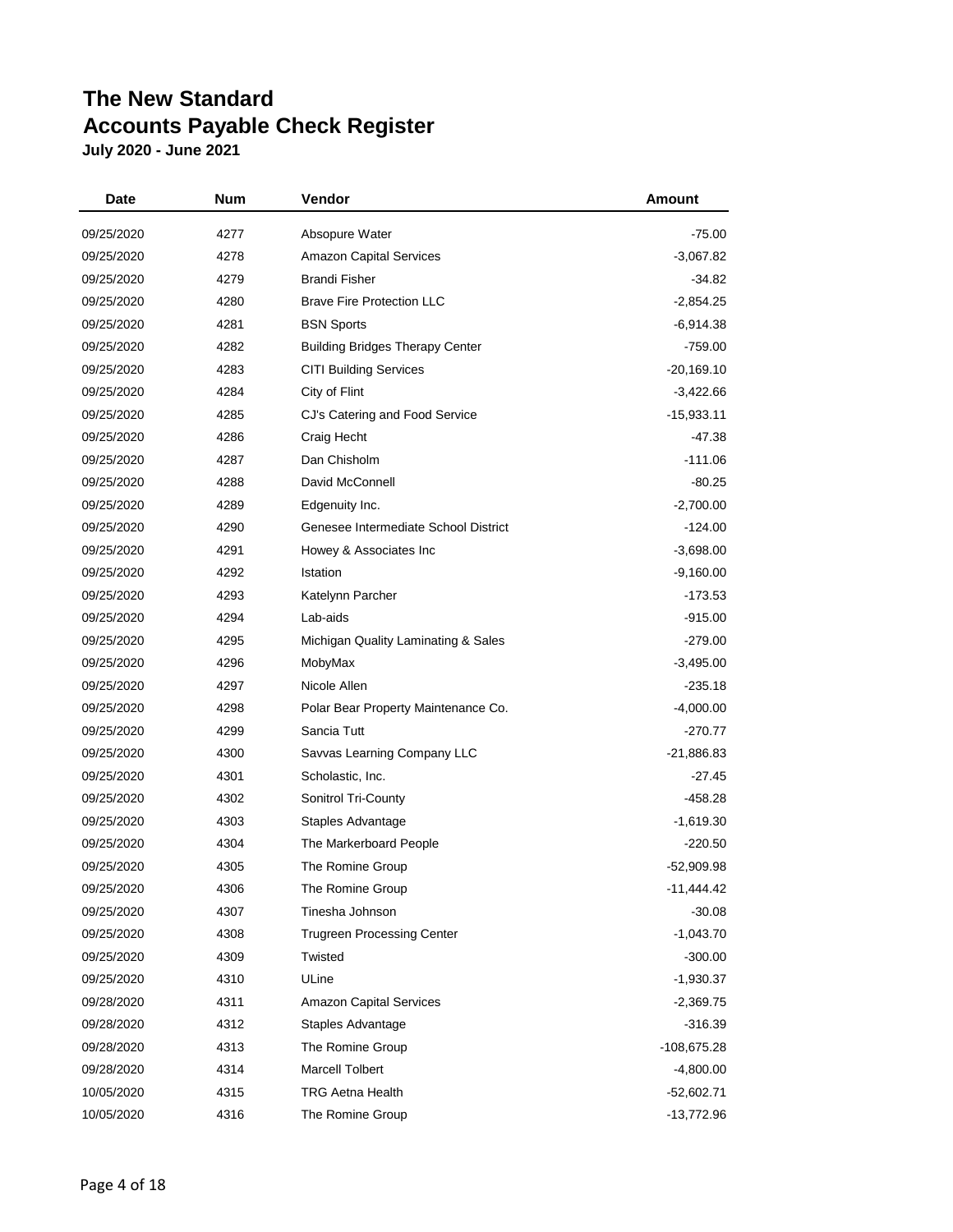# The New Standard
# Accounts Payable Check Register
**July 2020 - June 2021**

| Date | Num | Vendor | Amount |
|---|---|---|---|
| 09/25/2020 | 4277 | Absopure Water | -75.00 |
| 09/25/2020 | 4278 | Amazon Capital Services | -3,067.82 |
| 09/25/2020 | 4279 | Brandi Fisher | -34.82 |
| 09/25/2020 | 4280 | Brave Fire Protection LLC | -2,854.25 |
| 09/25/2020 | 4281 | BSN Sports | -6,914.38 |
| 09/25/2020 | 4282 | Building Bridges Therapy Center | -759.00 |
| 09/25/2020 | 4283 | CITI Building Services | -20,169.10 |
| 09/25/2020 | 4284 | City of Flint | -3,422.66 |
| 09/25/2020 | 4285 | CJ's Catering and Food Service | -15,933.11 |
| 09/25/2020 | 4286 | Craig Hecht | -47.38 |
| 09/25/2020 | 4287 | Dan Chisholm | -111.06 |
| 09/25/2020 | 4288 | David McConnell | -80.25 |
| 09/25/2020 | 4289 | Edgenuity Inc. | -2,700.00 |
| 09/25/2020 | 4290 | Genesee Intermediate School District | -124.00 |
| 09/25/2020 | 4291 | Howey & Associates Inc | -3,698.00 |
| 09/25/2020 | 4292 | Istation | -9,160.00 |
| 09/25/2020 | 4293 | Katelynn Parcher | -173.53 |
| 09/25/2020 | 4294 | Lab-aids | -915.00 |
| 09/25/2020 | 4295 | Michigan Quality Laminating & Sales | -279.00 |
| 09/25/2020 | 4296 | MobyMax | -3,495.00 |
| 09/25/2020 | 4297 | Nicole Allen | -235.18 |
| 09/25/2020 | 4298 | Polar Bear Property Maintenance Co. | -4,000.00 |
| 09/25/2020 | 4299 | Sancia Tutt | -270.77 |
| 09/25/2020 | 4300 | Savvas Learning Company LLC | -21,886.83 |
| 09/25/2020 | 4301 | Scholastic, Inc. | -27.45 |
| 09/25/2020 | 4302 | Sonitrol Tri-County | -458.28 |
| 09/25/2020 | 4303 | Staples Advantage | -1,619.30 |
| 09/25/2020 | 4304 | The Markerboard People | -220.50 |
| 09/25/2020 | 4305 | The Romine Group | -52,909.98 |
| 09/25/2020 | 4306 | The Romine Group | -11,444.42 |
| 09/25/2020 | 4307 | Tinesha Johnson | -30.08 |
| 09/25/2020 | 4308 | Trugreen Processing Center | -1,043.70 |
| 09/25/2020 | 4309 | Twisted | -300.00 |
| 09/25/2020 | 4310 | ULine | -1,930.37 |
| 09/28/2020 | 4311 | Amazon Capital Services | -2,369.75 |
| 09/28/2020 | 4312 | Staples Advantage | -316.39 |
| 09/28/2020 | 4313 | The Romine Group | -108,675.28 |
| 09/28/2020 | 4314 | Marcell Tolbert | -4,800.00 |
| 10/05/2020 | 4315 | TRG Aetna Health | -52,602.71 |
| 10/05/2020 | 4316 | The Romine Group | -13,772.96 |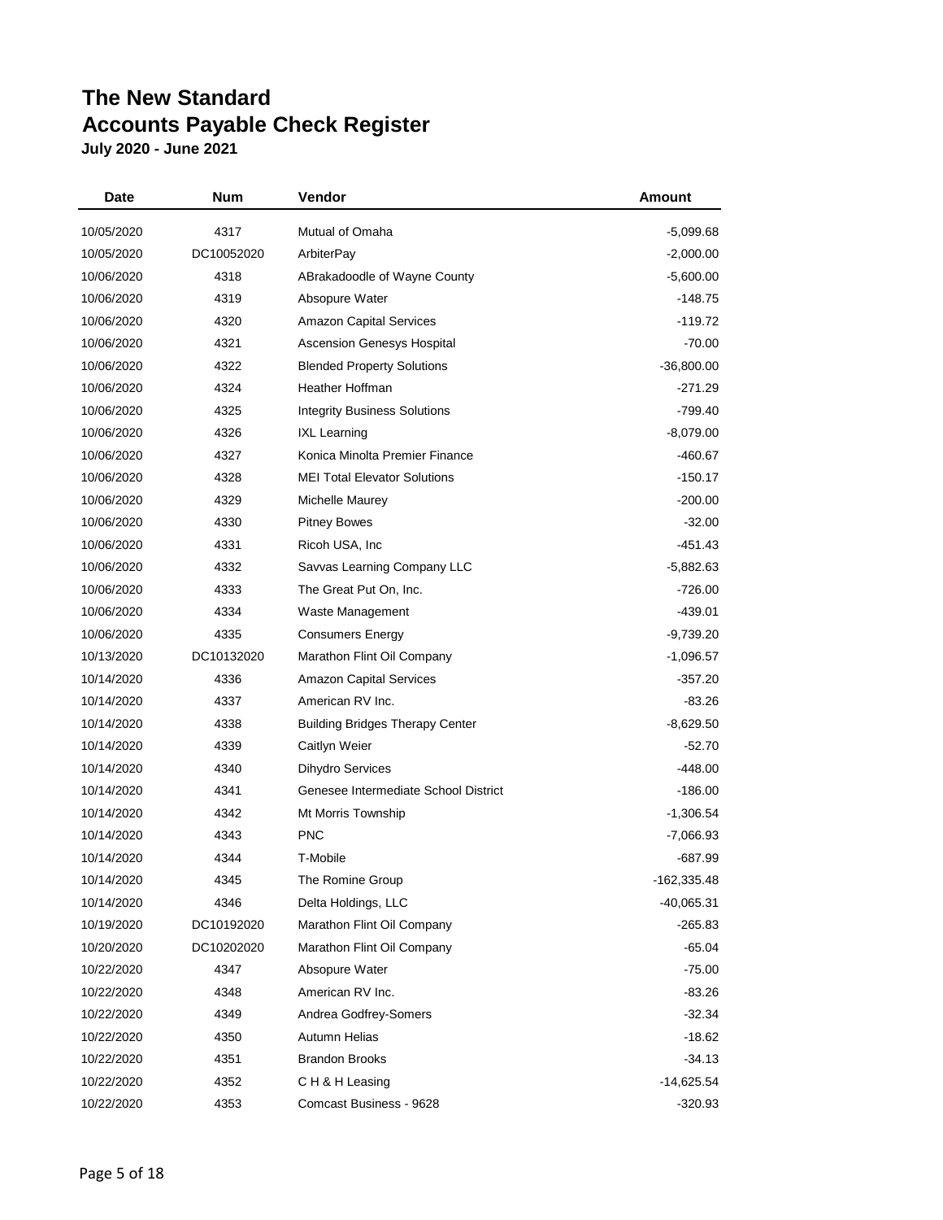# The New Standard
# Accounts Payable Check Register
**July 2020 - June 2021**

| Date | Num | Vendor | Amount |
|---|---|---|---|
| 10/05/2020 | 4317 | Mutual of Omaha | -5,099.68 |
| 10/05/2020 | DC10052020 | ArbiterPay | -2,000.00 |
| 10/06/2020 | 4318 | ABrakadoodle of Wayne County | -5,600.00 |
| 10/06/2020 | 4319 | Absopure Water | -148.75 |
| 10/06/2020 | 4320 | Amazon Capital Services | -119.72 |
| 10/06/2020 | 4321 | Ascension Genesys Hospital | -70.00 |
| 10/06/2020 | 4322 | Blended Property Solutions | -36,800.00 |
| 10/06/2020 | 4324 | Heather Hoffman | -271.29 |
| 10/06/2020 | 4325 | Integrity Business Solutions | -799.40 |
| 10/06/2020 | 4326 | IXL Learning | -8,079.00 |
| 10/06/2020 | 4327 | Konica Minolta Premier Finance | -460.67 |
| 10/06/2020 | 4328 | MEI Total Elevator Solutions | -150.17 |
| 10/06/2020 | 4329 | Michelle Maurey | -200.00 |
| 10/06/2020 | 4330 | Pitney Bowes | -32.00 |
| 10/06/2020 | 4331 | Ricoh USA, Inc | -451.43 |
| 10/06/2020 | 4332 | Savvas Learning Company LLC | -5,882.63 |
| 10/06/2020 | 4333 | The Great Put On, Inc. | -726.00 |
| 10/06/2020 | 4334 | Waste Management | -439.01 |
| 10/06/2020 | 4335 | Consumers Energy | -9,739.20 |
| 10/13/2020 | DC10132020 | Marathon Flint Oil Company | -1,096.57 |
| 10/14/2020 | 4336 | Amazon Capital Services | -357.20 |
| 10/14/2020 | 4337 | American RV Inc. | -83.26 |
| 10/14/2020 | 4338 | Building Bridges Therapy Center | -8,629.50 |
| 10/14/2020 | 4339 | Caitlyn Weier | -52.70 |
| 10/14/2020 | 4340 | Dihydro Services | -448.00 |
| 10/14/2020 | 4341 | Genesee Intermediate School District | -186.00 |
| 10/14/2020 | 4342 | Mt Morris Township | -1,306.54 |
| 10/14/2020 | 4343 | PNC | -7,066.93 |
| 10/14/2020 | 4344 | T-Mobile | -687.99 |
| 10/14/2020 | 4345 | The Romine Group | -162,335.48 |
| 10/14/2020 | 4346 | Delta Holdings, LLC | -40,065.31 |
| 10/19/2020 | DC10192020 | Marathon Flint Oil Company | -265.83 |
| 10/20/2020 | DC10202020 | Marathon Flint Oil Company | -65.04 |
| 10/22/2020 | 4347 | Absopure Water | -75.00 |
| 10/22/2020 | 4348 | American RV Inc. | -83.26 |
| 10/22/2020 | 4349 | Andrea Godfrey-Somers | -32.34 |
| 10/22/2020 | 4350 | Autumn Helias | -18.62 |
| 10/22/2020 | 4351 | Brandon Brooks | -34.13 |
| 10/22/2020 | 4352 | C H & H Leasing | -14,625.54 |
| 10/22/2020 | 4353 | Comcast Business - 9628 | -320.93 |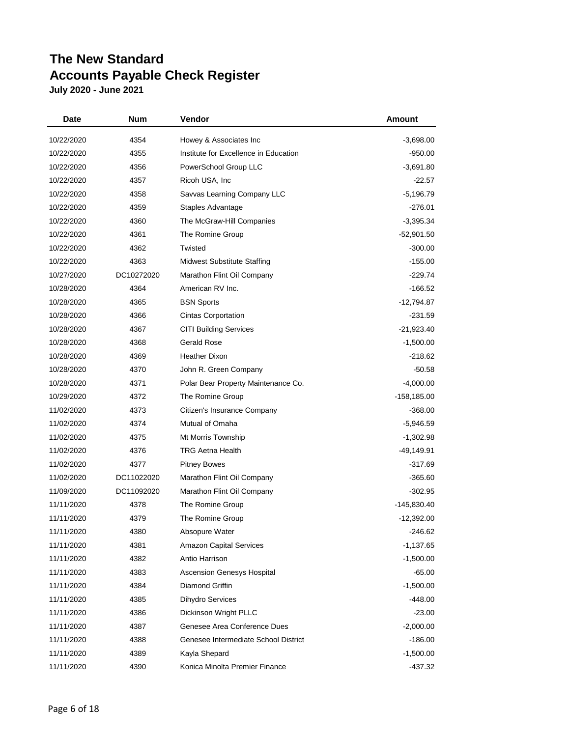# The New Standard
# Accounts Payable Check Register
**July 2020 - June 2021**

| Date | Num | Vendor | Amount |
|---|---|---|---|
| 10/22/2020 | 4354 | Howey & Associates Inc | -3,698.00 |
| 10/22/2020 | 4355 | Institute for Excellence in Education | -950.00 |
| 10/22/2020 | 4356 | PowerSchool Group LLC | -3,691.80 |
| 10/22/2020 | 4357 | Ricoh USA, Inc | -22.57 |
| 10/22/2020 | 4358 | Savvas Learning Company LLC | -5,196.79 |
| 10/22/2020 | 4359 | Staples Advantage | -276.01 |
| 10/22/2020 | 4360 | The McGraw-Hill Companies | -3,395.34 |
| 10/22/2020 | 4361 | The Romine Group | -52,901.50 |
| 10/22/2020 | 4362 | Twisted | -300.00 |
| 10/22/2020 | 4363 | Midwest Substitute Staffing | -155.00 |
| 10/27/2020 | DC10272020 | Marathon Flint Oil Company | -229.74 |
| 10/28/2020 | 4364 | American RV Inc. | -166.52 |
| 10/28/2020 | 4365 | BSN Sports | -12,794.87 |
| 10/28/2020 | 4366 | Cintas Corportation | -231.59 |
| 10/28/2020 | 4367 | CITI Building Services | -21,923.40 |
| 10/28/2020 | 4368 | Gerald Rose | -1,500.00 |
| 10/28/2020 | 4369 | Heather Dixon | -218.62 |
| 10/28/2020 | 4370 | John R. Green Company | -50.58 |
| 10/28/2020 | 4371 | Polar Bear Property Maintenance Co. | -4,000.00 |
| 10/29/2020 | 4372 | The Romine Group | -158,185.00 |
| 11/02/2020 | 4373 | Citizen's Insurance Company | -368.00 |
| 11/02/2020 | 4374 | Mutual of Omaha | -5,946.59 |
| 11/02/2020 | 4375 | Mt Morris Township | -1,302.98 |
| 11/02/2020 | 4376 | TRG Aetna Health | -49,149.91 |
| 11/02/2020 | 4377 | Pitney Bowes | -317.69 |
| 11/02/2020 | DC11022020 | Marathon Flint Oil Company | -365.60 |
| 11/09/2020 | DC11092020 | Marathon Flint Oil Company | -302.95 |
| 11/11/2020 | 4378 | The Romine Group | -145,830.40 |
| 11/11/2020 | 4379 | The Romine Group | -12,392.00 |
| 11/11/2020 | 4380 | Absopure Water | -246.62 |
| 11/11/2020 | 4381 | Amazon Capital Services | -1,137.65 |
| 11/11/2020 | 4382 | Antio Harrison | -1,500.00 |
| 11/11/2020 | 4383 | Ascension Genesys Hospital | -65.00 |
| 11/11/2020 | 4384 | Diamond Griffin | -1,500.00 |
| 11/11/2020 | 4385 | Dihydro Services | -448.00 |
| 11/11/2020 | 4386 | Dickinson Wright PLLC | -23.00 |
| 11/11/2020 | 4387 | Genesee Area Conference Dues | -2,000.00 |
| 11/11/2020 | 4388 | Genesee Intermediate School District | -186.00 |
| 11/11/2020 | 4389 | Kayla Shepard | -1,500.00 |
| 11/11/2020 | 4390 | Konica Minolta Premier Finance | -437.32 |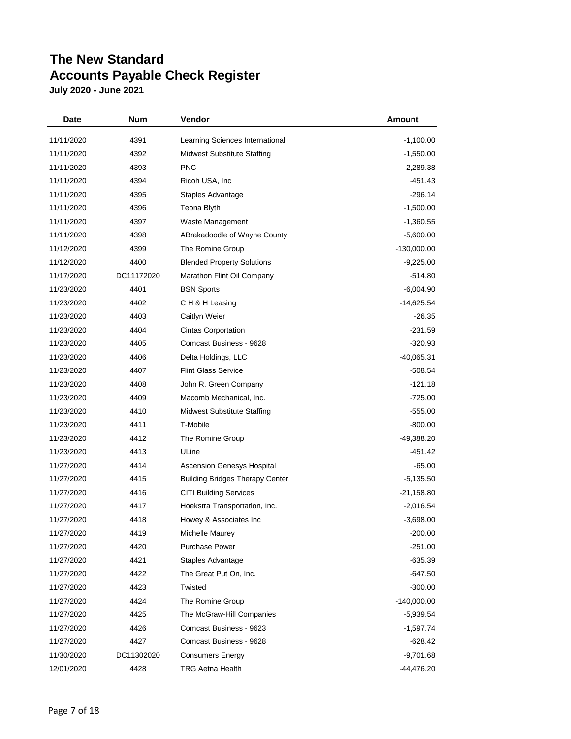# The New Standard
# Accounts Payable Check Register
### July 2020 - June 2021

| Date | Num | Vendor | Amount |
|---|---|---|---|
| 11/11/2020 | 4391 | Learning Sciences International | -1,100.00 |
| 11/11/2020 | 4392 | Midwest Substitute Staffing | -1,550.00 |
| 11/11/2020 | 4393 | PNC | -2,289.38 |
| 11/11/2020 | 4394 | Ricoh USA, Inc | -451.43 |
| 11/11/2020 | 4395 | Staples Advantage | -296.14 |
| 11/11/2020 | 4396 | Teona Blyth | -1,500.00 |
| 11/11/2020 | 4397 | Waste Management | -1,360.55 |
| 11/11/2020 | 4398 | ABrakadoodle of Wayne County | -5,600.00 |
| 11/12/2020 | 4399 | The Romine Group | -130,000.00 |
| 11/12/2020 | 4400 | Blended Property Solutions | -9,225.00 |
| 11/17/2020 | DC11172020 | Marathon Flint Oil Company | -514.80 |
| 11/23/2020 | 4401 | BSN Sports | -6,004.90 |
| 11/23/2020 | 4402 | C H & H Leasing | -14,625.54 |
| 11/23/2020 | 4403 | Caitlyn Weier | -26.35 |
| 11/23/2020 | 4404 | Cintas Corportation | -231.59 |
| 11/23/2020 | 4405 | Comcast Business - 9628 | -320.93 |
| 11/23/2020 | 4406 | Delta Holdings, LLC | -40,065.31 |
| 11/23/2020 | 4407 | Flint Glass Service | -508.54 |
| 11/23/2020 | 4408 | John R. Green Company | -121.18 |
| 11/23/2020 | 4409 | Macomb Mechanical, Inc. | -725.00 |
| 11/23/2020 | 4410 | Midwest Substitute Staffing | -555.00 |
| 11/23/2020 | 4411 | T-Mobile | -800.00 |
| 11/23/2020 | 4412 | The Romine Group | -49,388.20 |
| 11/23/2020 | 4413 | ULine | -451.42 |
| 11/27/2020 | 4414 | Ascension Genesys Hospital | -65.00 |
| 11/27/2020 | 4415 | Building Bridges Therapy Center | -5,135.50 |
| 11/27/2020 | 4416 | CITI Building Services | -21,158.80 |
| 11/27/2020 | 4417 | Hoekstra Transportation, Inc. | -2,016.54 |
| 11/27/2020 | 4418 | Howey & Associates Inc | -3,698.00 |
| 11/27/2020 | 4419 | Michelle Maurey | -200.00 |
| 11/27/2020 | 4420 | Purchase Power | -251.00 |
| 11/27/2020 | 4421 | Staples Advantage | -635.39 |
| 11/27/2020 | 4422 | The Great Put On, Inc. | -647.50 |
| 11/27/2020 | 4423 | Twisted | -300.00 |
| 11/27/2020 | 4424 | The Romine Group | -140,000.00 |
| 11/27/2020 | 4425 | The McGraw-Hill Companies | -5,939.54 |
| 11/27/2020 | 4426 | Comcast Business - 9623 | -1,597.74 |
| 11/27/2020 | 4427 | Comcast Business - 9628 | -628.42 |
| 11/30/2020 | DC11302020 | Consumers Energy | -9,701.68 |
| 12/01/2020 | 4428 | TRG Aetna Health | -44,476.20 |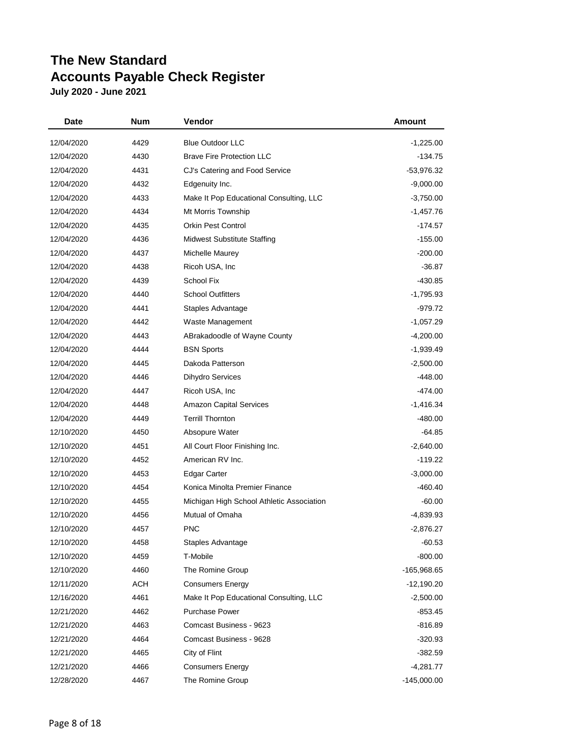# The New Standard
# Accounts Payable Check Register
### July 2020 - June 2021

| Date | Num | Vendor | Amount |
|---|---|---|---|
| 12/04/2020 | 4429 | Blue Outdoor LLC | -1,225.00 |
| 12/04/2020 | 4430 | Brave Fire Protection LLC | -134.75 |
| 12/04/2020 | 4431 | CJ's Catering and Food Service | -53,976.32 |
| 12/04/2020 | 4432 | Edgenuity Inc. | -9,000.00 |
| 12/04/2020 | 4433 | Make It Pop Educational Consulting, LLC | -3,750.00 |
| 12/04/2020 | 4434 | Mt Morris Township | -1,457.76 |
| 12/04/2020 | 4435 | Orkin Pest Control | -174.57 |
| 12/04/2020 | 4436 | Midwest Substitute Staffing | -155.00 |
| 12/04/2020 | 4437 | Michelle Maurey | -200.00 |
| 12/04/2020 | 4438 | Ricoh USA, Inc | -36.87 |
| 12/04/2020 | 4439 | School Fix | -430.85 |
| 12/04/2020 | 4440 | School Outfitters | -1,795.93 |
| 12/04/2020 | 4441 | Staples Advantage | -979.72 |
| 12/04/2020 | 4442 | Waste Management | -1,057.29 |
| 12/04/2020 | 4443 | ABrakadoodle of Wayne County | -4,200.00 |
| 12/04/2020 | 4444 | BSN Sports | -1,939.49 |
| 12/04/2020 | 4445 | Dakoda Patterson | -2,500.00 |
| 12/04/2020 | 4446 | Dihydro Services | -448.00 |
| 12/04/2020 | 4447 | Ricoh USA, Inc | -474.00 |
| 12/04/2020 | 4448 | Amazon Capital Services | -1,416.34 |
| 12/04/2020 | 4449 | Terrill Thornton | -480.00 |
| 12/10/2020 | 4450 | Absopure Water | -64.85 |
| 12/10/2020 | 4451 | All Court Floor Finishing Inc. | -2,640.00 |
| 12/10/2020 | 4452 | American RV Inc. | -119.22 |
| 12/10/2020 | 4453 | Edgar Carter | -3,000.00 |
| 12/10/2020 | 4454 | Konica Minolta Premier Finance | -460.40 |
| 12/10/2020 | 4455 | Michigan High School Athletic Association | -60.00 |
| 12/10/2020 | 4456 | Mutual of Omaha | -4,839.93 |
| 12/10/2020 | 4457 | PNC | -2,876.27 |
| 12/10/2020 | 4458 | Staples Advantage | -60.53 |
| 12/10/2020 | 4459 | T-Mobile | -800.00 |
| 12/10/2020 | 4460 | The Romine Group | -165,968.65 |
| 12/11/2020 | ACH | Consumers Energy | -12,190.20 |
| 12/16/2020 | 4461 | Make It Pop Educational Consulting, LLC | -2,500.00 |
| 12/21/2020 | 4462 | Purchase Power | -853.45 |
| 12/21/2020 | 4463 | Comcast Business - 9623 | -816.89 |
| 12/21/2020 | 4464 | Comcast Business - 9628 | -320.93 |
| 12/21/2020 | 4465 | City of Flint | -382.59 |
| 12/21/2020 | 4466 | Consumers Energy | -4,281.77 |
| 12/28/2020 | 4467 | The Romine Group | -145,000.00 |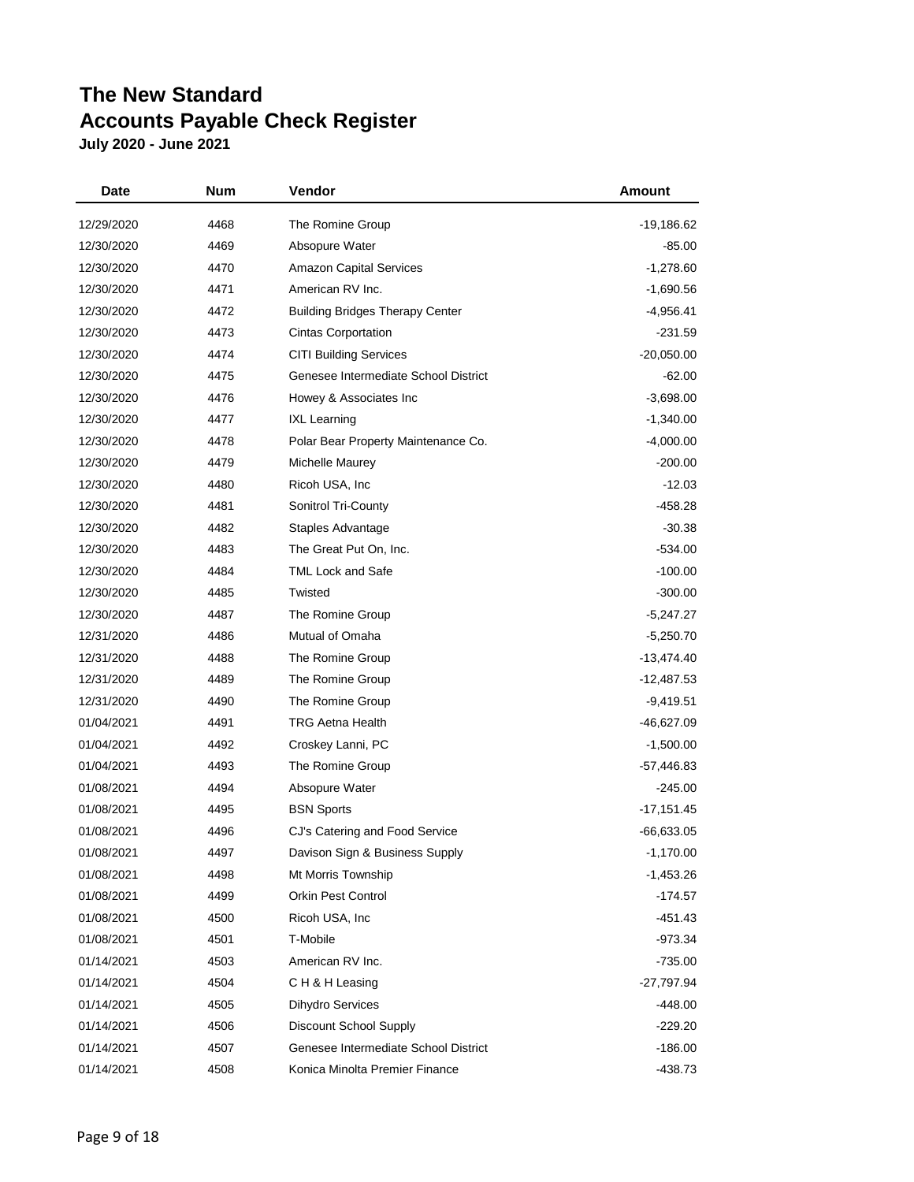# The New Standard
# Accounts Payable Check Register
### July 2020 - June 2021

| Date | Num | Vendor | Amount |
|---|---|---|---|
| 12/29/2020 | 4468 | The Romine Group | -19,186.62 |
| 12/30/2020 | 4469 | Absopure Water | -85.00 |
| 12/30/2020 | 4470 | Amazon Capital Services | -1,278.60 |
| 12/30/2020 | 4471 | American RV Inc. | -1,690.56 |
| 12/30/2020 | 4472 | Building Bridges Therapy Center | -4,956.41 |
| 12/30/2020 | 4473 | Cintas Corportation | -231.59 |
| 12/30/2020 | 4474 | CITI Building Services | -20,050.00 |
| 12/30/2020 | 4475 | Genesee Intermediate School District | -62.00 |
| 12/30/2020 | 4476 | Howey & Associates Inc | -3,698.00 |
| 12/30/2020 | 4477 | IXL Learning | -1,340.00 |
| 12/30/2020 | 4478 | Polar Bear Property Maintenance Co. | -4,000.00 |
| 12/30/2020 | 4479 | Michelle Maurey | -200.00 |
| 12/30/2020 | 4480 | Ricoh USA, Inc | -12.03 |
| 12/30/2020 | 4481 | Sonitrol Tri-County | -458.28 |
| 12/30/2020 | 4482 | Staples Advantage | -30.38 |
| 12/30/2020 | 4483 | The Great Put On, Inc. | -534.00 |
| 12/30/2020 | 4484 | TML Lock and Safe | -100.00 |
| 12/30/2020 | 4485 | Twisted | -300.00 |
| 12/30/2020 | 4487 | The Romine Group | -5,247.27 |
| 12/31/2020 | 4486 | Mutual of Omaha | -5,250.70 |
| 12/31/2020 | 4488 | The Romine Group | -13,474.40 |
| 12/31/2020 | 4489 | The Romine Group | -12,487.53 |
| 12/31/2020 | 4490 | The Romine Group | -9,419.51 |
| 01/04/2021 | 4491 | TRG Aetna Health | -46,627.09 |
| 01/04/2021 | 4492 | Croskey Lanni, PC | -1,500.00 |
| 01/04/2021 | 4493 | The Romine Group | -57,446.83 |
| 01/08/2021 | 4494 | Absopure Water | -245.00 |
| 01/08/2021 | 4495 | BSN Sports | -17,151.45 |
| 01/08/2021 | 4496 | CJ's Catering and Food Service | -66,633.05 |
| 01/08/2021 | 4497 | Davison Sign & Business Supply | -1,170.00 |
| 01/08/2021 | 4498 | Mt Morris Township | -1,453.26 |
| 01/08/2021 | 4499 | Orkin Pest Control | -174.57 |
| 01/08/2021 | 4500 | Ricoh USA, Inc | -451.43 |
| 01/08/2021 | 4501 | T-Mobile | -973.34 |
| 01/14/2021 | 4503 | American RV Inc. | -735.00 |
| 01/14/2021 | 4504 | C H & H Leasing | -27,797.94 |
| 01/14/2021 | 4505 | Dihydro Services | -448.00 |
| 01/14/2021 | 4506 | Discount School Supply | -229.20 |
| 01/14/2021 | 4507 | Genesee Intermediate School District | -186.00 |
| 01/14/2021 | 4508 | Konica Minolta Premier Finance | -438.73 |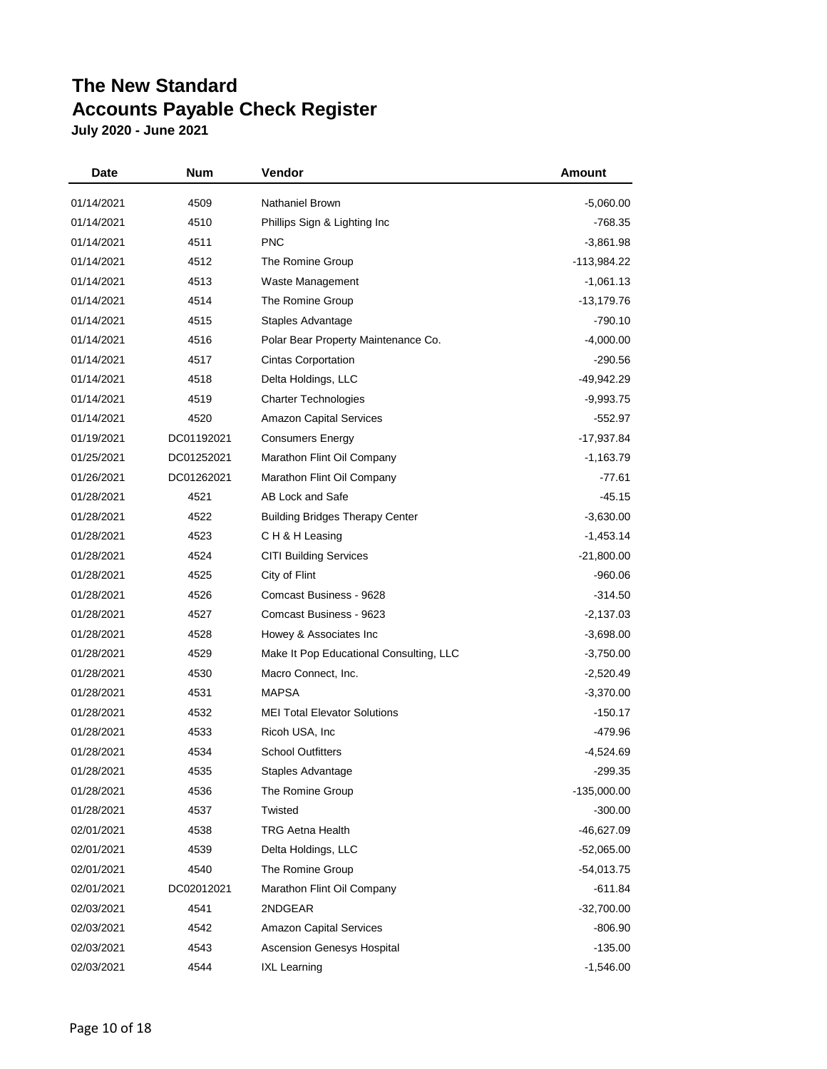# The New Standard
# Accounts Payable Check Register
### July 2020 - June 2021

| Date | Num | Vendor | Amount |
|---|---|---|---|
| 01/14/2021 | 4509 | Nathaniel Brown | -5,060.00 |
| 01/14/2021 | 4510 | Phillips Sign & Lighting Inc | -768.35 |
| 01/14/2021 | 4511 | PNC | -3,861.98 |
| 01/14/2021 | 4512 | The Romine Group | -113,984.22 |
| 01/14/2021 | 4513 | Waste Management | -1,061.13 |
| 01/14/2021 | 4514 | The Romine Group | -13,179.76 |
| 01/14/2021 | 4515 | Staples Advantage | -790.10 |
| 01/14/2021 | 4516 | Polar Bear Property Maintenance Co. | -4,000.00 |
| 01/14/2021 | 4517 | Cintas Corportation | -290.56 |
| 01/14/2021 | 4518 | Delta Holdings, LLC | -49,942.29 |
| 01/14/2021 | 4519 | Charter Technologies | -9,993.75 |
| 01/14/2021 | 4520 | Amazon Capital Services | -552.97 |
| 01/19/2021 | DC01192021 | Consumers Energy | -17,937.84 |
| 01/25/2021 | DC01252021 | Marathon Flint Oil Company | -1,163.79 |
| 01/26/2021 | DC01262021 | Marathon Flint Oil Company | -77.61 |
| 01/28/2021 | 4521 | AB Lock and Safe | -45.15 |
| 01/28/2021 | 4522 | Building Bridges Therapy Center | -3,630.00 |
| 01/28/2021 | 4523 | C H & H Leasing | -1,453.14 |
| 01/28/2021 | 4524 | CITI Building Services | -21,800.00 |
| 01/28/2021 | 4525 | City of Flint | -960.06 |
| 01/28/2021 | 4526 | Comcast Business - 9628 | -314.50 |
| 01/28/2021 | 4527 | Comcast Business - 9623 | -2,137.03 |
| 01/28/2021 | 4528 | Howey & Associates Inc | -3,698.00 |
| 01/28/2021 | 4529 | Make It Pop Educational Consulting, LLC | -3,750.00 |
| 01/28/2021 | 4530 | Macro Connect, Inc. | -2,520.49 |
| 01/28/2021 | 4531 | MAPSA | -3,370.00 |
| 01/28/2021 | 4532 | MEI Total Elevator Solutions | -150.17 |
| 01/28/2021 | 4533 | Ricoh USA, Inc | -479.96 |
| 01/28/2021 | 4534 | School Outfitters | -4,524.69 |
| 01/28/2021 | 4535 | Staples Advantage | -299.35 |
| 01/28/2021 | 4536 | The Romine Group | -135,000.00 |
| 01/28/2021 | 4537 | Twisted | -300.00 |
| 02/01/2021 | 4538 | TRG Aetna Health | -46,627.09 |
| 02/01/2021 | 4539 | Delta Holdings, LLC | -52,065.00 |
| 02/01/2021 | 4540 | The Romine Group | -54,013.75 |
| 02/01/2021 | DC02012021 | Marathon Flint Oil Company | -611.84 |
| 02/03/2021 | 4541 | 2NDGEAR | -32,700.00 |
| 02/03/2021 | 4542 | Amazon Capital Services | -806.90 |
| 02/03/2021 | 4543 | Ascension Genesys Hospital | -135.00 |
| 02/03/2021 | 4544 | IXL Learning | -1,546.00 |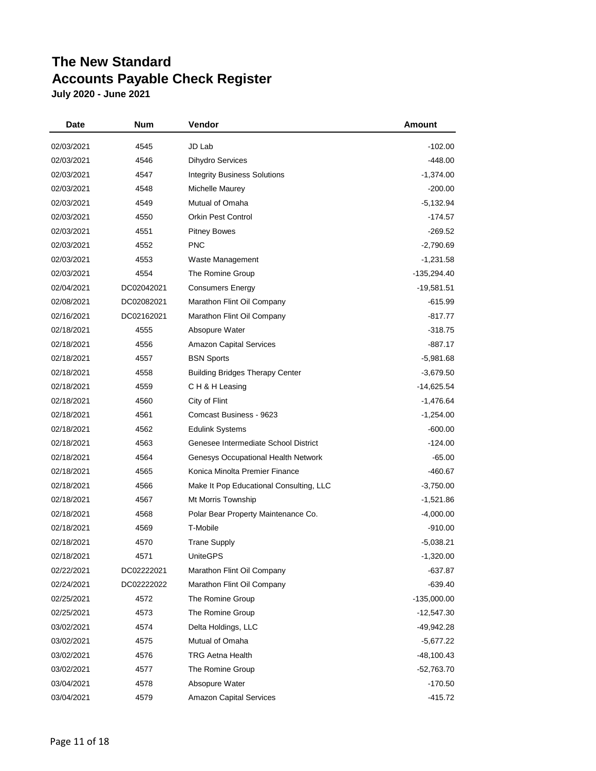# The New Standard
# Accounts Payable Check Register
### July 2020 - June 2021

| Date | Num | Vendor | Amount |
|---|---|---|---|
| 02/03/2021 | 4545 | JD Lab | -102.00 |
| 02/03/2021 | 4546 | Dihydro Services | -448.00 |
| 02/03/2021 | 4547 | Integrity Business Solutions | -1,374.00 |
| 02/03/2021 | 4548 | Michelle Maurey | -200.00 |
| 02/03/2021 | 4549 | Mutual of Omaha | -5,132.94 |
| 02/03/2021 | 4550 | Orkin Pest Control | -174.57 |
| 02/03/2021 | 4551 | Pitney Bowes | -269.52 |
| 02/03/2021 | 4552 | PNC | -2,790.69 |
| 02/03/2021 | 4553 | Waste Management | -1,231.58 |
| 02/03/2021 | 4554 | The Romine Group | -135,294.40 |
| 02/04/2021 | DC02042021 | Consumers Energy | -19,581.51 |
| 02/08/2021 | DC02082021 | Marathon Flint Oil Company | -615.99 |
| 02/16/2021 | DC02162021 | Marathon Flint Oil Company | -817.77 |
| 02/18/2021 | 4555 | Absopure Water | -318.75 |
| 02/18/2021 | 4556 | Amazon Capital Services | -887.17 |
| 02/18/2021 | 4557 | BSN Sports | -5,981.68 |
| 02/18/2021 | 4558 | Building Bridges Therapy Center | -3,679.50 |
| 02/18/2021 | 4559 | C H & H Leasing | -14,625.54 |
| 02/18/2021 | 4560 | City of Flint | -1,476.64 |
| 02/18/2021 | 4561 | Comcast Business - 9623 | -1,254.00 |
| 02/18/2021 | 4562 | Edulink Systems | -600.00 |
| 02/18/2021 | 4563 | Genesee Intermediate School District | -124.00 |
| 02/18/2021 | 4564 | Genesys Occupational Health Network | -65.00 |
| 02/18/2021 | 4565 | Konica Minolta Premier Finance | -460.67 |
| 02/18/2021 | 4566 | Make It Pop Educational Consulting, LLC | -3,750.00 |
| 02/18/2021 | 4567 | Mt Morris Township | -1,521.86 |
| 02/18/2021 | 4568 | Polar Bear Property Maintenance Co. | -4,000.00 |
| 02/18/2021 | 4569 | T-Mobile | -910.00 |
| 02/18/2021 | 4570 | Trane Supply | -5,038.21 |
| 02/18/2021 | 4571 | UniteGPS | -1,320.00 |
| 02/22/2021 | DC02222021 | Marathon Flint Oil Company | -637.87 |
| 02/24/2021 | DC02222022 | Marathon Flint Oil Company | -639.40 |
| 02/25/2021 | 4572 | The Romine Group | -135,000.00 |
| 02/25/2021 | 4573 | The Romine Group | -12,547.30 |
| 03/02/2021 | 4574 | Delta Holdings, LLC | -49,942.28 |
| 03/02/2021 | 4575 | Mutual of Omaha | -5,677.22 |
| 03/02/2021 | 4576 | TRG Aetna Health | -48,100.43 |
| 03/02/2021 | 4577 | The Romine Group | -52,763.70 |
| 03/04/2021 | 4578 | Absopure Water | -170.50 |
| 03/04/2021 | 4579 | Amazon Capital Services | -415.72 |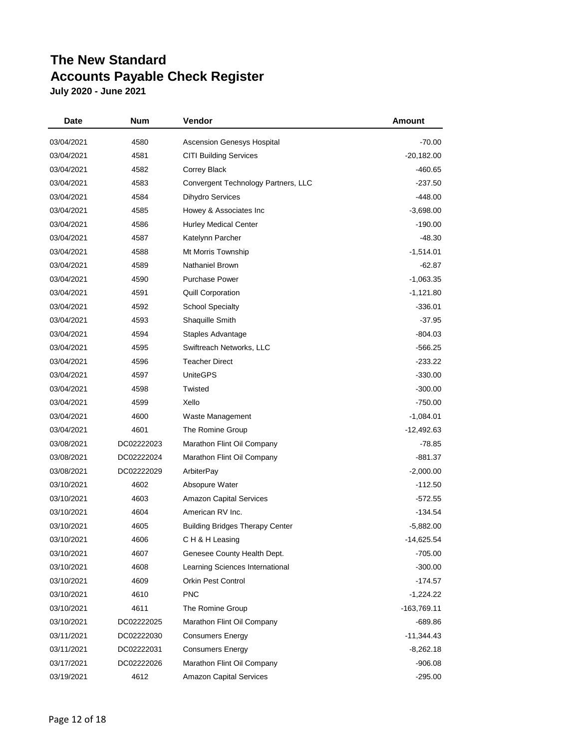# The New Standard
# Accounts Payable Check Register
### July 2020 - June 2021

| Date | Num | Vendor | Amount |
|---|---|---|---|
| 03/04/2021 | 4580 | Ascension Genesys Hospital | -70.00 |
| 03/04/2021 | 4581 | CITI Building Services | -20,182.00 |
| 03/04/2021 | 4582 | Correy Black | -460.65 |
| 03/04/2021 | 4583 | Convergent Technology Partners, LLC | -237.50 |
| 03/04/2021 | 4584 | Dihydro Services | -448.00 |
| 03/04/2021 | 4585 | Howey & Associates Inc | -3,698.00 |
| 03/04/2021 | 4586 | Hurley Medical Center | -190.00 |
| 03/04/2021 | 4587 | Katelynn Parcher | -48.30 |
| 03/04/2021 | 4588 | Mt Morris Township | -1,514.01 |
| 03/04/2021 | 4589 | Nathaniel Brown | -62.87 |
| 03/04/2021 | 4590 | Purchase Power | -1,063.35 |
| 03/04/2021 | 4591 | Quill Corporation | -1,121.80 |
| 03/04/2021 | 4592 | School Specialty | -336.01 |
| 03/04/2021 | 4593 | Shaquille Smith | -37.95 |
| 03/04/2021 | 4594 | Staples Advantage | -804.03 |
| 03/04/2021 | 4595 | Swiftreach Networks, LLC | -566.25 |
| 03/04/2021 | 4596 | Teacher Direct | -233.22 |
| 03/04/2021 | 4597 | UniteGPS | -330.00 |
| 03/04/2021 | 4598 | Twisted | -300.00 |
| 03/04/2021 | 4599 | Xello | -750.00 |
| 03/04/2021 | 4600 | Waste Management | -1,084.01 |
| 03/04/2021 | 4601 | The Romine Group | -12,492.63 |
| 03/08/2021 | DC02222023 | Marathon Flint Oil Company | -78.85 |
| 03/08/2021 | DC02222024 | Marathon Flint Oil Company | -881.37 |
| 03/08/2021 | DC02222029 | ArbiterPay | -2,000.00 |
| 03/10/2021 | 4602 | Absopure Water | -112.50 |
| 03/10/2021 | 4603 | Amazon Capital Services | -572.55 |
| 03/10/2021 | 4604 | American RV Inc. | -134.54 |
| 03/10/2021 | 4605 | Building Bridges Therapy Center | -5,882.00 |
| 03/10/2021 | 4606 | C H & H Leasing | -14,625.54 |
| 03/10/2021 | 4607 | Genesee County Health Dept. | -705.00 |
| 03/10/2021 | 4608 | Learning Sciences International | -300.00 |
| 03/10/2021 | 4609 | Orkin Pest Control | -174.57 |
| 03/10/2021 | 4610 | PNC | -1,224.22 |
| 03/10/2021 | 4611 | The Romine Group | -163,769.11 |
| 03/10/2021 | DC02222025 | Marathon Flint Oil Company | -689.86 |
| 03/11/2021 | DC02222030 | Consumers Energy | -11,344.43 |
| 03/11/2021 | DC02222031 | Consumers Energy | -8,262.18 |
| 03/17/2021 | DC02222026 | Marathon Flint Oil Company | -906.08 |
| 03/19/2021 | 4612 | Amazon Capital Services | -295.00 |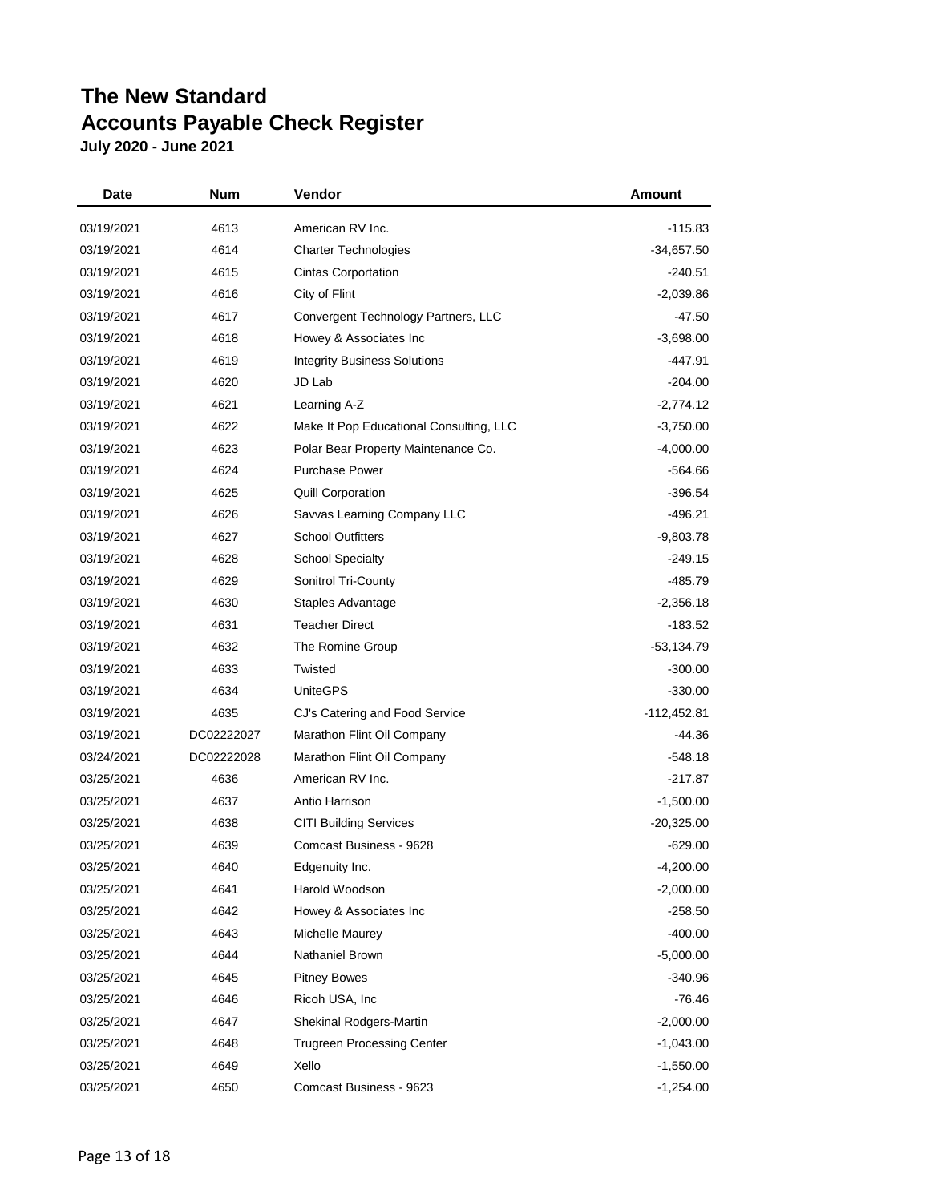# The New Standard
# Accounts Payable Check Register
### July 2020 - June 2021

| Date | Num | Vendor | Amount |
|---|---|---|---|
| 03/19/2021 | 4613 | American RV Inc. | -115.83 |
| 03/19/2021 | 4614 | Charter Technologies | -34,657.50 |
| 03/19/2021 | 4615 | Cintas Corportation | -240.51 |
| 03/19/2021 | 4616 | City of Flint | -2,039.86 |
| 03/19/2021 | 4617 | Convergent Technology Partners, LLC | -47.50 |
| 03/19/2021 | 4618 | Howey & Associates Inc | -3,698.00 |
| 03/19/2021 | 4619 | Integrity Business Solutions | -447.91 |
| 03/19/2021 | 4620 | JD Lab | -204.00 |
| 03/19/2021 | 4621 | Learning A-Z | -2,774.12 |
| 03/19/2021 | 4622 | Make It Pop Educational Consulting, LLC | -3,750.00 |
| 03/19/2021 | 4623 | Polar Bear Property Maintenance Co. | -4,000.00 |
| 03/19/2021 | 4624 | Purchase Power | -564.66 |
| 03/19/2021 | 4625 | Quill Corporation | -396.54 |
| 03/19/2021 | 4626 | Savvas Learning Company LLC | -496.21 |
| 03/19/2021 | 4627 | School Outfitters | -9,803.78 |
| 03/19/2021 | 4628 | School Specialty | -249.15 |
| 03/19/2021 | 4629 | Sonitrol Tri-County | -485.79 |
| 03/19/2021 | 4630 | Staples Advantage | -2,356.18 |
| 03/19/2021 | 4631 | Teacher Direct | -183.52 |
| 03/19/2021 | 4632 | The Romine Group | -53,134.79 |
| 03/19/2021 | 4633 | Twisted | -300.00 |
| 03/19/2021 | 4634 | UniteGPS | -330.00 |
| 03/19/2021 | 4635 | CJ's Catering and Food Service | -112,452.81 |
| 03/19/2021 | DC02222027 | Marathon Flint Oil Company | -44.36 |
| 03/24/2021 | DC02222028 | Marathon Flint Oil Company | -548.18 |
| 03/25/2021 | 4636 | American RV Inc. | -217.87 |
| 03/25/2021 | 4637 | Antio Harrison | -1,500.00 |
| 03/25/2021 | 4638 | CITI Building Services | -20,325.00 |
| 03/25/2021 | 4639 | Comcast Business - 9628 | -629.00 |
| 03/25/2021 | 4640 | Edgenuity Inc. | -4,200.00 |
| 03/25/2021 | 4641 | Harold Woodson | -2,000.00 |
| 03/25/2021 | 4642 | Howey & Associates Inc | -258.50 |
| 03/25/2021 | 4643 | Michelle Maurey | -400.00 |
| 03/25/2021 | 4644 | Nathaniel Brown | -5,000.00 |
| 03/25/2021 | 4645 | Pitney Bowes | -340.96 |
| 03/25/2021 | 4646 | Ricoh USA, Inc | -76.46 |
| 03/25/2021 | 4647 | Shekinal Rodgers-Martin | -2,000.00 |
| 03/25/2021 | 4648 | Trugreen Processing Center | -1,043.00 |
| 03/25/2021 | 4649 | Xello | -1,550.00 |
| 03/25/2021 | 4650 | Comcast Business - 9623 | -1,254.00 |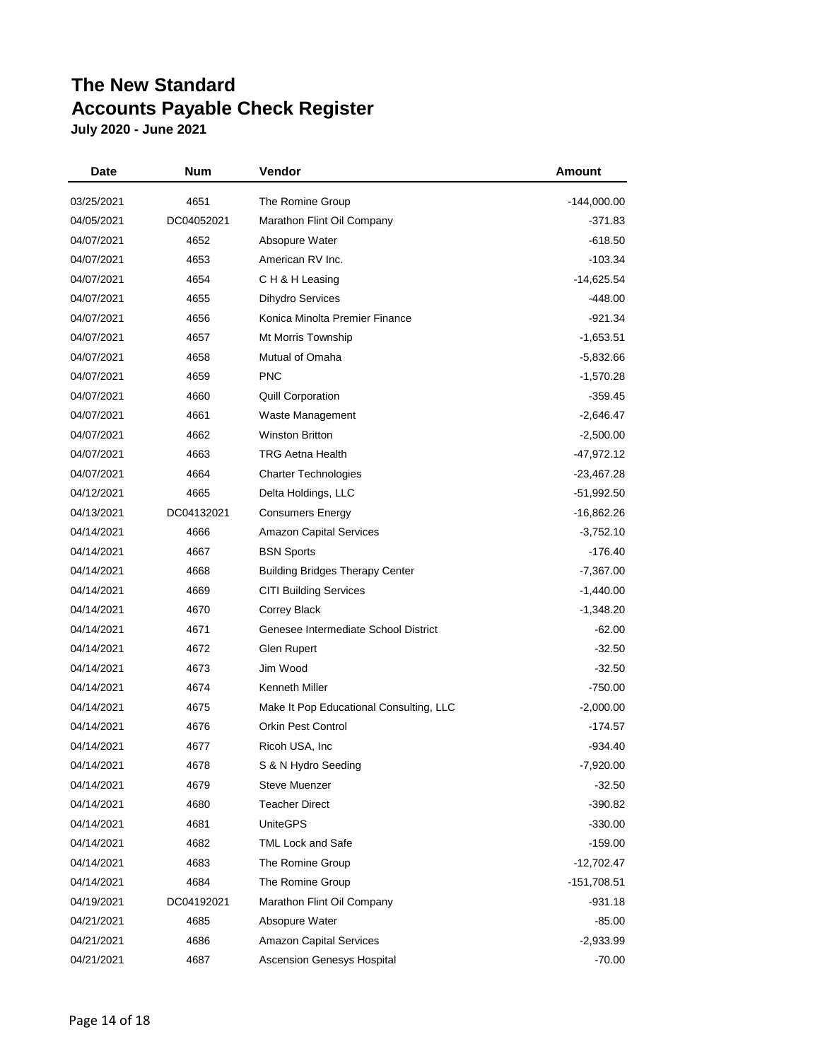# The New Standard
# Accounts Payable Check Register
**July 2020 - June 2021**

| Date | Num | Vendor | Amount |
|---|---|---|---|
| 03/25/2021 | 4651 | The Romine Group | -144,000.00 |
| 04/05/2021 | DC04052021 | Marathon Flint Oil Company | -371.83 |
| 04/07/2021 | 4652 | Absopure Water | -618.50 |
| 04/07/2021 | 4653 | American RV Inc. | -103.34 |
| 04/07/2021 | 4654 | C H & H Leasing | -14,625.54 |
| 04/07/2021 | 4655 | Dihydro Services | -448.00 |
| 04/07/2021 | 4656 | Konica Minolta Premier Finance | -921.34 |
| 04/07/2021 | 4657 | Mt Morris Township | -1,653.51 |
| 04/07/2021 | 4658 | Mutual of Omaha | -5,832.66 |
| 04/07/2021 | 4659 | PNC | -1,570.28 |
| 04/07/2021 | 4660 | Quill Corporation | -359.45 |
| 04/07/2021 | 4661 | Waste Management | -2,646.47 |
| 04/07/2021 | 4662 | Winston Britton | -2,500.00 |
| 04/07/2021 | 4663 | TRG Aetna Health | -47,972.12 |
| 04/07/2021 | 4664 | Charter Technologies | -23,467.28 |
| 04/12/2021 | 4665 | Delta Holdings, LLC | -51,992.50 |
| 04/13/2021 | DC04132021 | Consumers Energy | -16,862.26 |
| 04/14/2021 | 4666 | Amazon Capital Services | -3,752.10 |
| 04/14/2021 | 4667 | BSN Sports | -176.40 |
| 04/14/2021 | 4668 | Building Bridges Therapy Center | -7,367.00 |
| 04/14/2021 | 4669 | CITI Building Services | -1,440.00 |
| 04/14/2021 | 4670 | Correy Black | -1,348.20 |
| 04/14/2021 | 4671 | Genesee Intermediate School District | -62.00 |
| 04/14/2021 | 4672 | Glen Rupert | -32.50 |
| 04/14/2021 | 4673 | Jim Wood | -32.50 |
| 04/14/2021 | 4674 | Kenneth Miller | -750.00 |
| 04/14/2021 | 4675 | Make It Pop Educational Consulting, LLC | -2,000.00 |
| 04/14/2021 | 4676 | Orkin Pest Control | -174.57 |
| 04/14/2021 | 4677 | Ricoh USA, Inc | -934.40 |
| 04/14/2021 | 4678 | S & N Hydro Seeding | -7,920.00 |
| 04/14/2021 | 4679 | Steve Muenzer | -32.50 |
| 04/14/2021 | 4680 | Teacher Direct | -390.82 |
| 04/14/2021 | 4681 | UniteGPS | -330.00 |
| 04/14/2021 | 4682 | TML Lock and Safe | -159.00 |
| 04/14/2021 | 4683 | The Romine Group | -12,702.47 |
| 04/14/2021 | 4684 | The Romine Group | -151,708.51 |
| 04/19/2021 | DC04192021 | Marathon Flint Oil Company | -931.18 |
| 04/21/2021 | 4685 | Absopure Water | -85.00 |
| 04/21/2021 | 4686 | Amazon Capital Services | -2,933.99 |
| 04/21/2021 | 4687 | Ascension Genesys Hospital | -70.00 |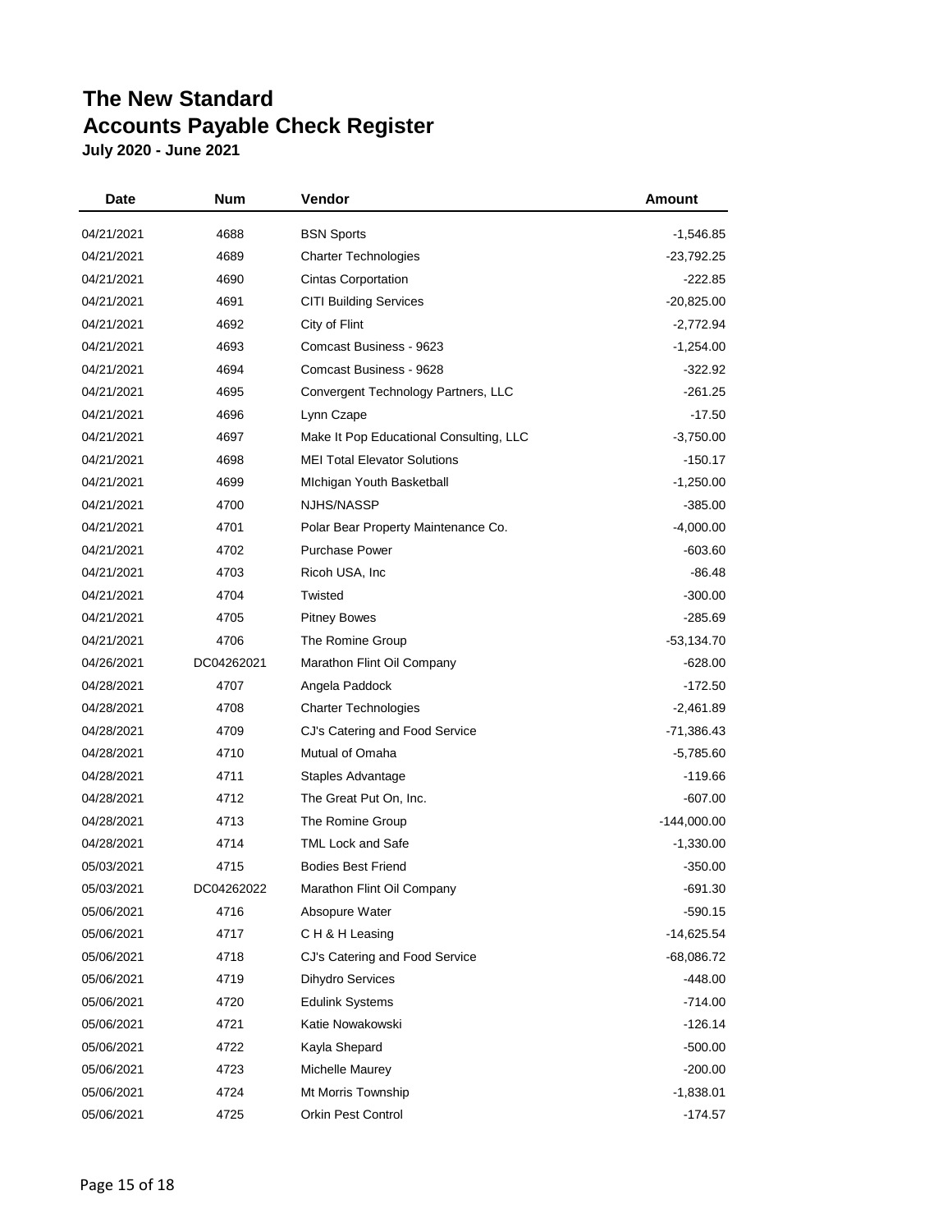# The New Standard
# Accounts Payable Check Register
**July 2020 - June 2021**

| Date | Num | Vendor | Amount |
|---|---|---|---|
| 04/21/2021 | 4688 | BSN Sports | -1,546.85 |
| 04/21/2021 | 4689 | Charter Technologies | -23,792.25 |
| 04/21/2021 | 4690 | Cintas Corportation | -222.85 |
| 04/21/2021 | 4691 | CITI Building Services | -20,825.00 |
| 04/21/2021 | 4692 | City of Flint | -2,772.94 |
| 04/21/2021 | 4693 | Comcast Business - 9623 | -1,254.00 |
| 04/21/2021 | 4694 | Comcast Business - 9628 | -322.92 |
| 04/21/2021 | 4695 | Convergent Technology Partners, LLC | -261.25 |
| 04/21/2021 | 4696 | Lynn Czape | -17.50 |
| 04/21/2021 | 4697 | Make It Pop Educational Consulting, LLC | -3,750.00 |
| 04/21/2021 | 4698 | MEI Total Elevator Solutions | -150.17 |
| 04/21/2021 | 4699 | MIchigan Youth Basketball | -1,250.00 |
| 04/21/2021 | 4700 | NJHS/NASSP | -385.00 |
| 04/21/2021 | 4701 | Polar Bear Property Maintenance Co. | -4,000.00 |
| 04/21/2021 | 4702 | Purchase Power | -603.60 |
| 04/21/2021 | 4703 | Ricoh USA, Inc | -86.48 |
| 04/21/2021 | 4704 | Twisted | -300.00 |
| 04/21/2021 | 4705 | Pitney Bowes | -285.69 |
| 04/21/2021 | 4706 | The Romine Group | -53,134.70 |
| 04/26/2021 | DC04262021 | Marathon Flint Oil Company | -628.00 |
| 04/28/2021 | 4707 | Angela Paddock | -172.50 |
| 04/28/2021 | 4708 | Charter Technologies | -2,461.89 |
| 04/28/2021 | 4709 | CJ's Catering and Food Service | -71,386.43 |
| 04/28/2021 | 4710 | Mutual of Omaha | -5,785.60 |
| 04/28/2021 | 4711 | Staples Advantage | -119.66 |
| 04/28/2021 | 4712 | The Great Put On, Inc. | -607.00 |
| 04/28/2021 | 4713 | The Romine Group | -144,000.00 |
| 04/28/2021 | 4714 | TML Lock and Safe | -1,330.00 |
| 05/03/2021 | 4715 | Bodies Best Friend | -350.00 |
| 05/03/2021 | DC04262022 | Marathon Flint Oil Company | -691.30 |
| 05/06/2021 | 4716 | Absopure Water | -590.15 |
| 05/06/2021 | 4717 | C H & H Leasing | -14,625.54 |
| 05/06/2021 | 4718 | CJ's Catering and Food Service | -68,086.72 |
| 05/06/2021 | 4719 | Dihydro Services | -448.00 |
| 05/06/2021 | 4720 | Edulink Systems | -714.00 |
| 05/06/2021 | 4721 | Katie Nowakowski | -126.14 |
| 05/06/2021 | 4722 | Kayla Shepard | -500.00 |
| 05/06/2021 | 4723 | Michelle Maurey | -200.00 |
| 05/06/2021 | 4724 | Mt Morris Township | -1,838.01 |
| 05/06/2021 | 4725 | Orkin Pest Control | -174.57 |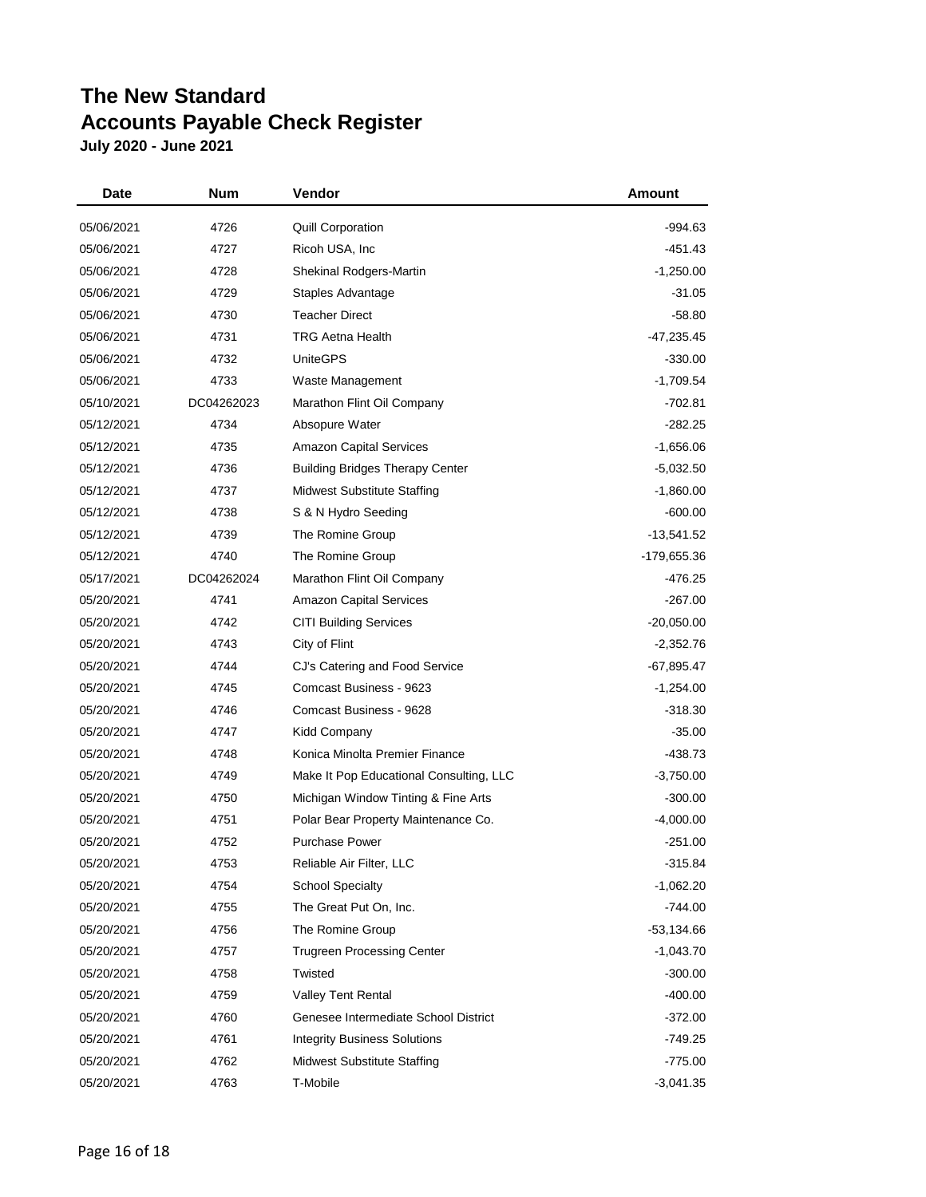# The New Standard
# Accounts Payable Check Register
**July 2020 - June 2021**

| Date | Num | Vendor | Amount |
|---|---|---|---|
| 05/06/2021 | 4726 | Quill Corporation | -994.63 |
| 05/06/2021 | 4727 | Ricoh USA, Inc | -451.43 |
| 05/06/2021 | 4728 | Shekinal Rodgers-Martin | -1,250.00 |
| 05/06/2021 | 4729 | Staples Advantage | -31.05 |
| 05/06/2021 | 4730 | Teacher Direct | -58.80 |
| 05/06/2021 | 4731 | TRG Aetna Health | -47,235.45 |
| 05/06/2021 | 4732 | UniteGPS | -330.00 |
| 05/06/2021 | 4733 | Waste Management | -1,709.54 |
| 05/10/2021 | DC04262023 | Marathon Flint Oil Company | -702.81 |
| 05/12/2021 | 4734 | Absopure Water | -282.25 |
| 05/12/2021 | 4735 | Amazon Capital Services | -1,656.06 |
| 05/12/2021 | 4736 | Building Bridges Therapy Center | -5,032.50 |
| 05/12/2021 | 4737 | Midwest Substitute Staffing | -1,860.00 |
| 05/12/2021 | 4738 | S & N Hydro Seeding | -600.00 |
| 05/12/2021 | 4739 | The Romine Group | -13,541.52 |
| 05/12/2021 | 4740 | The Romine Group | -179,655.36 |
| 05/17/2021 | DC04262024 | Marathon Flint Oil Company | -476.25 |
| 05/20/2021 | 4741 | Amazon Capital Services | -267.00 |
| 05/20/2021 | 4742 | CITI Building Services | -20,050.00 |
| 05/20/2021 | 4743 | City of Flint | -2,352.76 |
| 05/20/2021 | 4744 | CJ's Catering and Food Service | -67,895.47 |
| 05/20/2021 | 4745 | Comcast Business - 9623 | -1,254.00 |
| 05/20/2021 | 4746 | Comcast Business - 9628 | -318.30 |
| 05/20/2021 | 4747 | Kidd Company | -35.00 |
| 05/20/2021 | 4748 | Konica Minolta Premier Finance | -438.73 |
| 05/20/2021 | 4749 | Make It Pop Educational Consulting, LLC | -3,750.00 |
| 05/20/2021 | 4750 | Michigan Window Tinting & Fine Arts | -300.00 |
| 05/20/2021 | 4751 | Polar Bear Property Maintenance Co. | -4,000.00 |
| 05/20/2021 | 4752 | Purchase Power | -251.00 |
| 05/20/2021 | 4753 | Reliable Air Filter, LLC | -315.84 |
| 05/20/2021 | 4754 | School Specialty | -1,062.20 |
| 05/20/2021 | 4755 | The Great Put On, Inc. | -744.00 |
| 05/20/2021 | 4756 | The Romine Group | -53,134.66 |
| 05/20/2021 | 4757 | Trugreen Processing Center | -1,043.70 |
| 05/20/2021 | 4758 | Twisted | -300.00 |
| 05/20/2021 | 4759 | Valley Tent Rental | -400.00 |
| 05/20/2021 | 4760 | Genesee Intermediate School District | -372.00 |
| 05/20/2021 | 4761 | Integrity Business Solutions | -749.25 |
| 05/20/2021 | 4762 | Midwest Substitute Staffing | -775.00 |
| 05/20/2021 | 4763 | T-Mobile | -3,041.35 |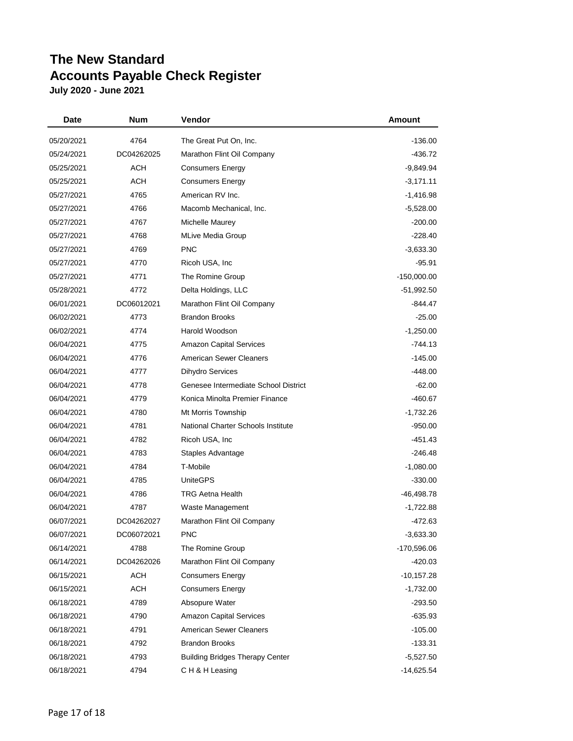# The New Standard
# Accounts Payable Check Register

**July 2020 - June 2021**

| Date | Num | Vendor | Amount |
|---|---|---|---|
| 05/20/2021 | 4764 | The Great Put On, Inc. | -136.00 |
| 05/24/2021 | DC04262025 | Marathon Flint Oil Company | -436.72 |
| 05/25/2021 | ACH | Consumers Energy | -9,849.94 |
| 05/25/2021 | ACH | Consumers Energy | -3,171.11 |
| 05/27/2021 | 4765 | American RV Inc. | -1,416.98 |
| 05/27/2021 | 4766 | Macomb Mechanical, Inc. | -5,528.00 |
| 05/27/2021 | 4767 | Michelle Maurey | -200.00 |
| 05/27/2021 | 4768 | MLive Media Group | -228.40 |
| 05/27/2021 | 4769 | PNC | -3,633.30 |
| 05/27/2021 | 4770 | Ricoh USA, Inc | -95.91 |
| 05/27/2021 | 4771 | The Romine Group | -150,000.00 |
| 05/28/2021 | 4772 | Delta Holdings, LLC | -51,992.50 |
| 06/01/2021 | DC06012021 | Marathon Flint Oil Company | -844.47 |
| 06/02/2021 | 4773 | Brandon Brooks | -25.00 |
| 06/02/2021 | 4774 | Harold Woodson | -1,250.00 |
| 06/04/2021 | 4775 | Amazon Capital Services | -744.13 |
| 06/04/2021 | 4776 | American Sewer Cleaners | -145.00 |
| 06/04/2021 | 4777 | Dihydro Services | -448.00 |
| 06/04/2021 | 4778 | Genesee Intermediate School District | -62.00 |
| 06/04/2021 | 4779 | Konica Minolta Premier Finance | -460.67 |
| 06/04/2021 | 4780 | Mt Morris Township | -1,732.26 |
| 06/04/2021 | 4781 | National Charter Schools Institute | -950.00 |
| 06/04/2021 | 4782 | Ricoh USA, Inc | -451.43 |
| 06/04/2021 | 4783 | Staples Advantage | -246.48 |
| 06/04/2021 | 4784 | T-Mobile | -1,080.00 |
| 06/04/2021 | 4785 | UniteGPS | -330.00 |
| 06/04/2021 | 4786 | TRG Aetna Health | -46,498.78 |
| 06/04/2021 | 4787 | Waste Management | -1,722.88 |
| 06/07/2021 | DC04262027 | Marathon Flint Oil Company | -472.63 |
| 06/07/2021 | DC06072021 | PNC | -3,633.30 |
| 06/14/2021 | 4788 | The Romine Group | -170,596.06 |
| 06/14/2021 | DC04262026 | Marathon Flint Oil Company | -420.03 |
| 06/15/2021 | ACH | Consumers Energy | -10,157.28 |
| 06/15/2021 | ACH | Consumers Energy | -1,732.00 |
| 06/18/2021 | 4789 | Absopure Water | -293.50 |
| 06/18/2021 | 4790 | Amazon Capital Services | -635.93 |
| 06/18/2021 | 4791 | American Sewer Cleaners | -105.00 |
| 06/18/2021 | 4792 | Brandon Brooks | -133.31 |
| 06/18/2021 | 4793 | Building Bridges Therapy Center | -5,527.50 |
| 06/18/2021 | 4794 | C H & H Leasing | -14,625.54 |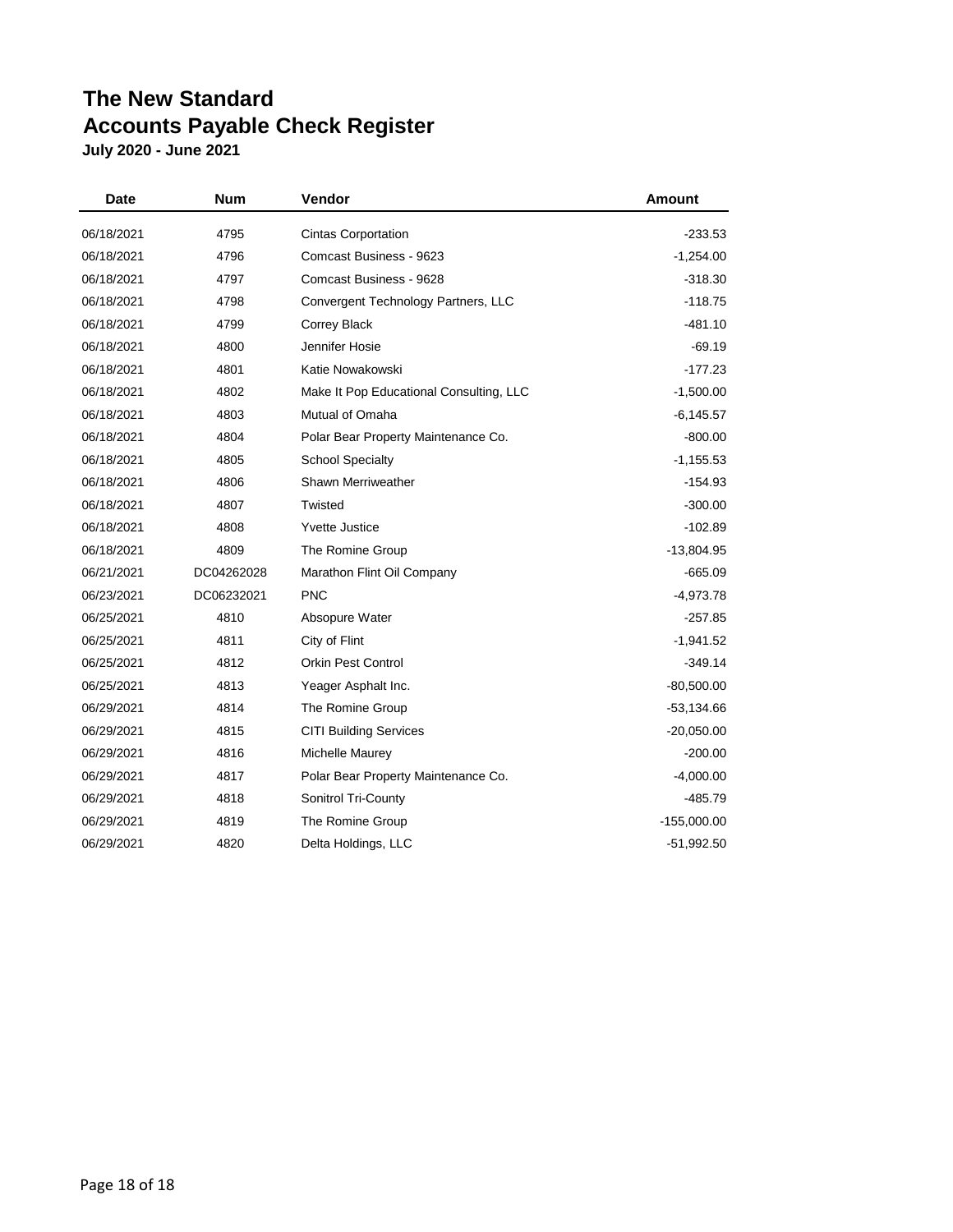# The New Standard
## Accounts Payable Check Register
### July 2020 - June 2021

| Date | Num | Vendor | Amount |
|---|---|---|---|
| 06/18/2021 | 4795 | Cintas Corportation | -233.53 |
| 06/18/2021 | 4796 | Comcast Business - 9623 | -1,254.00 |
| 06/18/2021 | 4797 | Comcast Business - 9628 | -318.30 |
| 06/18/2021 | 4798 | Convergent Technology Partners, LLC | -118.75 |
| 06/18/2021 | 4799 | Correy Black | -481.10 |
| 06/18/2021 | 4800 | Jennifer Hosie | -69.19 |
| 06/18/2021 | 4801 | Katie Nowakowski | -177.23 |
| 06/18/2021 | 4802 | Make It Pop Educational Consulting, LLC | -1,500.00 |
| 06/18/2021 | 4803 | Mutual of Omaha | -6,145.57 |
| 06/18/2021 | 4804 | Polar Bear Property Maintenance Co. | -800.00 |
| 06/18/2021 | 4805 | School Specialty | -1,155.53 |
| 06/18/2021 | 4806 | Shawn Merriweather | -154.93 |
| 06/18/2021 | 4807 | Twisted | -300.00 |
| 06/18/2021 | 4808 | Yvette Justice | -102.89 |
| 06/18/2021 | 4809 | The Romine Group | -13,804.95 |
| 06/21/2021 | DC04262028 | Marathon Flint Oil Company | -665.09 |
| 06/23/2021 | DC06232021 | PNC | -4,973.78 |
| 06/25/2021 | 4810 | Absopure Water | -257.85 |
| 06/25/2021 | 4811 | City of Flint | -1,941.52 |
| 06/25/2021 | 4812 | Orkin Pest Control | -349.14 |
| 06/25/2021 | 4813 | Yeager Asphalt Inc. | -80,500.00 |
| 06/29/2021 | 4814 | The Romine Group | -53,134.66 |
| 06/29/2021 | 4815 | CITI Building Services | -20,050.00 |
| 06/29/2021 | 4816 | Michelle Maurey | -200.00 |
| 06/29/2021 | 4817 | Polar Bear Property Maintenance Co. | -4,000.00 |
| 06/29/2021 | 4818 | Sonitrol Tri-County | -485.79 |
| 06/29/2021 | 4819 | The Romine Group | -155,000.00 |
| 06/29/2021 | 4820 | Delta Holdings, LLC | -51,992.50 |